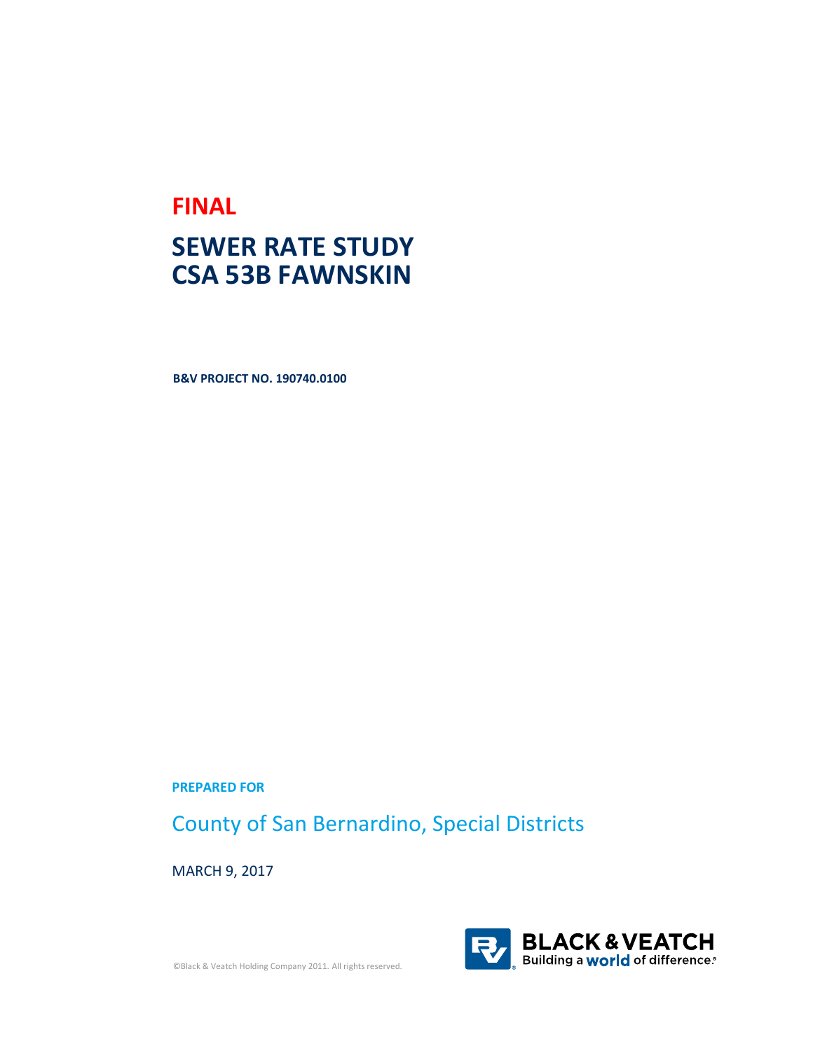**FINAL**

# SEWER RATE STUDY
# CSA 53B FAWNSKIN

**B&V PROJECT NO. 190740.0100**

**PREPARED FOR**

County of San Bernardino, Special Districts

MARCH 9, 2017

©Black & Veatch Holding Company 2011. All rights reserved.

BLACK & VEATCH
Building a world of difference.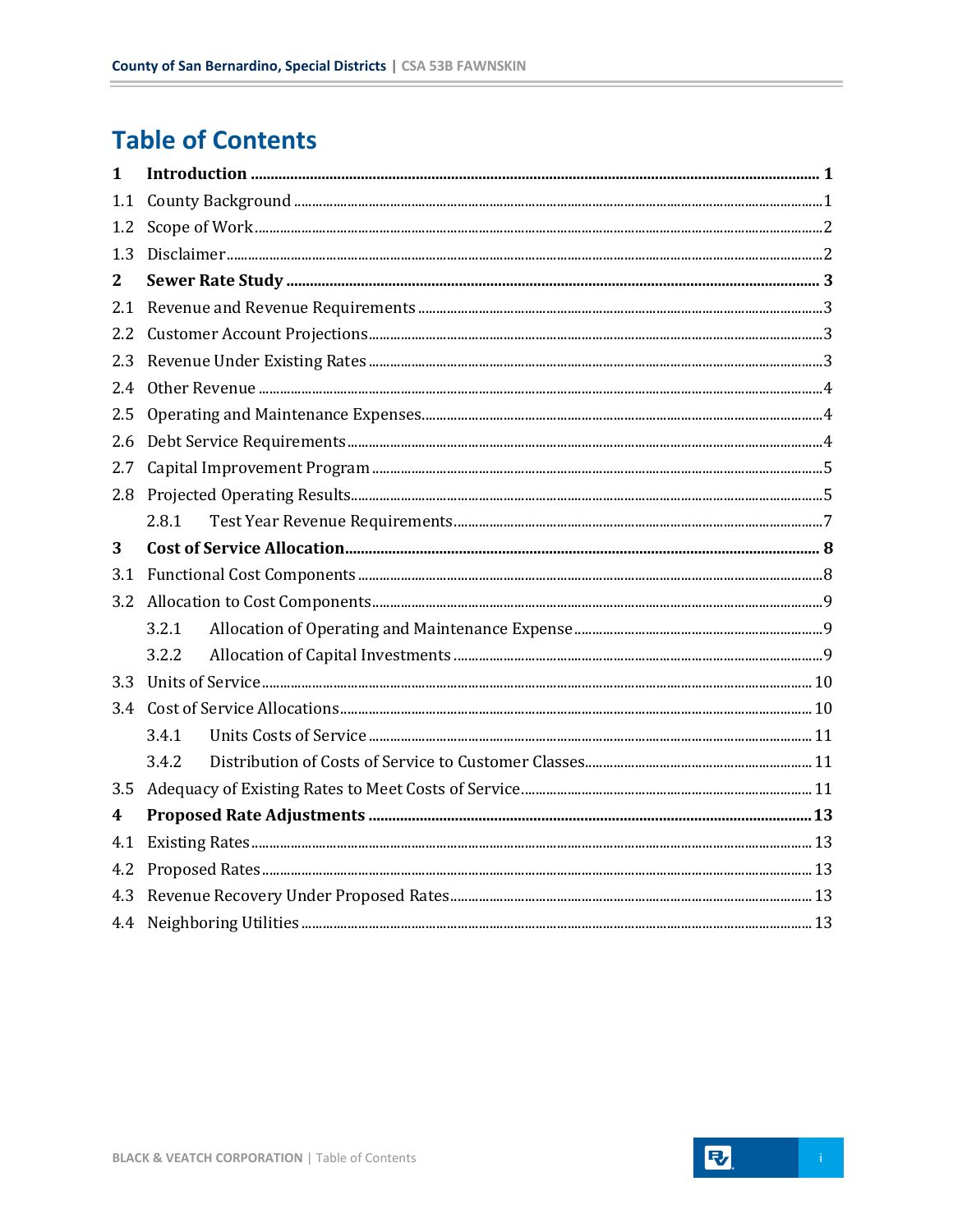# Table of Contents

| | | |
|---|---|---|
| **1** | **Introduction** | **1** |
| 1.1 | County Background | 1 |
| 1.2 | Scope of Work | 2 |
| 1.3 | Disclaimer | 2 |
| **2** | **Sewer Rate Study** | **3** |
| 2.1 | Revenue and Revenue Requirements | 3 |
| 2.2 | Customer Account Projections | 3 |
| 2.3 | Revenue Under Existing Rates | 3 |
| 2.4 | Other Revenue | 4 |
| 2.5 | Operating and Maintenance Expenses | 4 |
| 2.6 | Debt Service Requirements | 4 |
| 2.7 | Capital Improvement Program | 5 |
| 2.8 | Projected Operating Results | 5 |
| 2.8.1 | Test Year Revenue Requirements | 7 |
| **3** | **Cost of Service Allocation** | **8** |
| 3.1 | Functional Cost Components | 8 |
| 3.2 | Allocation to Cost Components | 9 |
| 3.2.1 | Allocation of Operating and Maintenance Expense | 9 |
| 3.2.2 | Allocation of Capital Investments | 9 |
| 3.3 | Units of Service | 10 |
| 3.4 | Cost of Service Allocations | 10 |
| 3.4.1 | Units Costs of Service | 11 |
| 3.4.2 | Distribution of Costs of Service to Customer Classes | 11 |
| 3.5 | Adequacy of Existing Rates to Meet Costs of Service | 11 |
| **4** | **Proposed Rate Adjustments** | **13** |
| 4.1 | Existing Rates | 13 |
| 4.2 | Proposed Rates | 13 |
| 4.3 | Revenue Recovery Under Proposed Rates | 13 |
| 4.4 | Neighboring Utilities | 13 |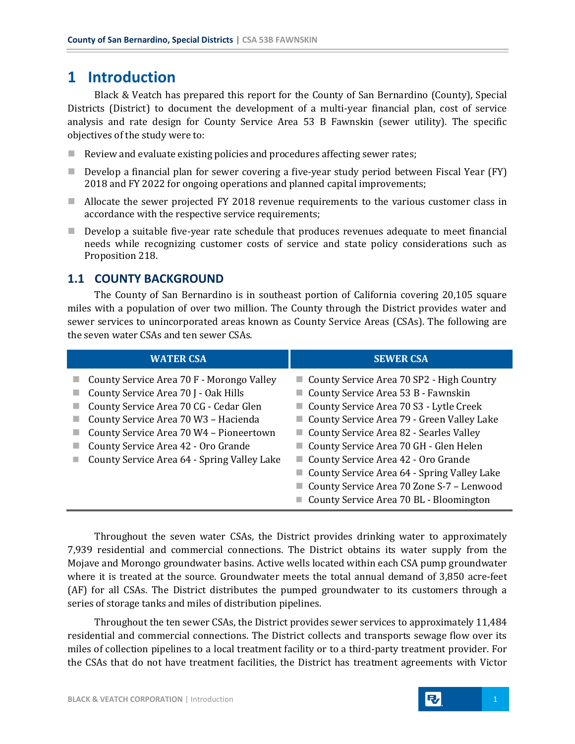# 1 Introduction

Black & Veatch has prepared this report for the County of San Bernardino (County), Special Districts (District) to document the development of a multi-year financial plan, cost of service analysis and rate design for County Service Area 53 B Fawnskin (sewer utility). The specific objectives of the study were to:

- Review and evaluate existing policies and procedures affecting sewer rates;
- Develop a financial plan for sewer covering a five-year study period between Fiscal Year (FY) 2018 and FY 2022 for ongoing operations and planned capital improvements;
- Allocate the sewer projected FY 2018 revenue requirements to the various customer class in accordance with the respective service requirements;
- Develop a suitable five-year rate schedule that produces revenues adequate to meet financial needs while recognizing customer costs of service and state policy considerations such as Proposition 218.

## 1.1 COUNTY BACKGROUND

The County of San Bernardino is in southeast portion of California covering 20,105 square miles with a population of over two million. The County through the District provides water and sewer services to unincorporated areas known as County Service Areas (CSAs). The following are the seven water CSAs and ten sewer CSAs.

| WATER CSA | SEWER CSA |
|---|---|
| County Service Area 70 F - Morongo Valley | County Service Area 70 SP2 - High Country |
| County Service Area 70 J - Oak Hills | County Service Area 53 B - Fawnskin |
| County Service Area 70 CG - Cedar Glen | County Service Area 70 S3 - Lytle Creek |
| County Service Area 70 W3 – Hacienda | County Service Area 79 - Green Valley Lake |
| County Service Area 70 W4 – Pioneertown | County Service Area 82 - Searles Valley |
| County Service Area 42 - Oro Grande | County Service Area 70 GH - Glen Helen |
| County Service Area 64 - Spring Valley Lake | County Service Area 42 - Oro Grande |
| | County Service Area 64 - Spring Valley Lake |
| | County Service Area 70 Zone S-7 – Lenwood |
| | County Service Area 70 BL - Bloomington |

Throughout the seven water CSAs, the District provides drinking water to approximately 7,939 residential and commercial connections. The District obtains its water supply from the Mojave and Morongo groundwater basins. Active wells located within each CSA pump groundwater where it is treated at the source. Groundwater meets the total annual demand of 3,850 acre-feet (AF) for all CSAs. The District distributes the pumped groundwater to its customers through a series of storage tanks and miles of distribution pipelines.

Throughout the ten sewer CSAs, the District provides sewer services to approximately 11,484 residential and commercial connections. The District collects and transports sewage flow over its miles of collection pipelines to a local treatment facility or to a third-party treatment provider. For the CSAs that do not have treatment facilities, the District has treatment agreements with Victor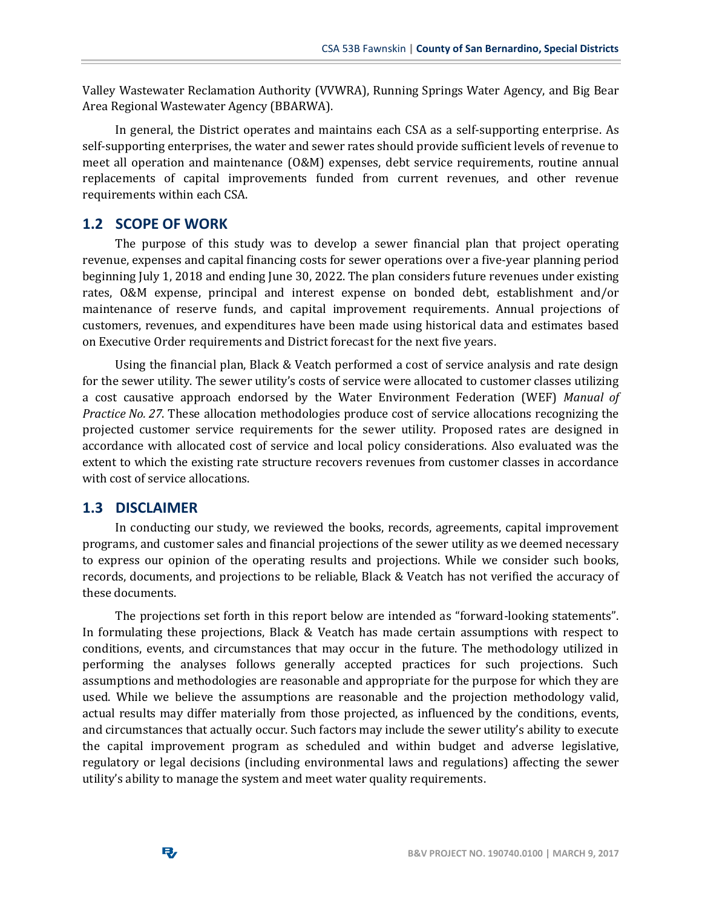Valley Wastewater Reclamation Authority (VVWRA), Running Springs Water Agency, and Big Bear Area Regional Wastewater Agency (BBARWA).

In general, the District operates and maintains each CSA as a self-supporting enterprise. As self-supporting enterprises, the water and sewer rates should provide sufficient levels of revenue to meet all operation and maintenance (O&M) expenses, debt service requirements, routine annual replacements of capital improvements funded from current revenues, and other revenue requirements within each CSA.

## 1.2 SCOPE OF WORK

The purpose of this study was to develop a sewer financial plan that project operating revenue, expenses and capital financing costs for sewer operations over a five-year planning period beginning July 1, 2018 and ending June 30, 2022. The plan considers future revenues under existing rates, O&M expense, principal and interest expense on bonded debt, establishment and/or maintenance of reserve funds, and capital improvement requirements. Annual projections of customers, revenues, and expenditures have been made using historical data and estimates based on Executive Order requirements and District forecast for the next five years.

Using the financial plan, Black & Veatch performed a cost of service analysis and rate design for the sewer utility. The sewer utility's costs of service were allocated to customer classes utilizing a cost causative approach endorsed by the Water Environment Federation (WEF) *Manual of Practice No. 27*. These allocation methodologies produce cost of service allocations recognizing the projected customer service requirements for the sewer utility. Proposed rates are designed in accordance with allocated cost of service and local policy considerations. Also evaluated was the extent to which the existing rate structure recovers revenues from customer classes in accordance with cost of service allocations.

## 1.3 DISCLAIMER

In conducting our study, we reviewed the books, records, agreements, capital improvement programs, and customer sales and financial projections of the sewer utility as we deemed necessary to express our opinion of the operating results and projections. While we consider such books, records, documents, and projections to be reliable, Black & Veatch has not verified the accuracy of these documents.

The projections set forth in this report below are intended as "forward-looking statements". In formulating these projections, Black & Veatch has made certain assumptions with respect to conditions, events, and circumstances that may occur in the future. The methodology utilized in performing the analyses follows generally accepted practices for such projections. Such assumptions and methodologies are reasonable and appropriate for the purpose for which they are used. While we believe the assumptions are reasonable and the projection methodology valid, actual results may differ materially from those projected, as influenced by the conditions, events, and circumstances that actually occur. Such factors may include the sewer utility's ability to execute the capital improvement program as scheduled and within budget and adverse legislative, regulatory or legal decisions (including environmental laws and regulations) affecting the sewer utility's ability to manage the system and meet water quality requirements.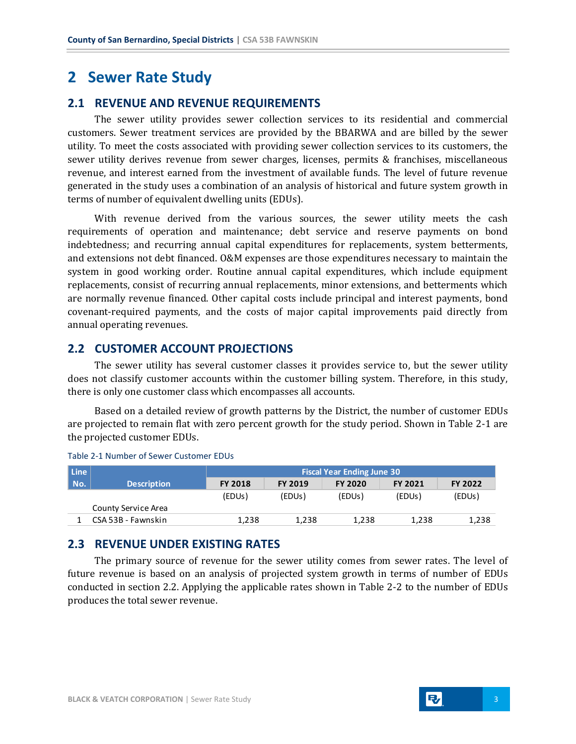# 2 Sewer Rate Study

## 2.1 REVENUE AND REVENUE REQUIREMENTS

The sewer utility provides sewer collection services to its residential and commercial customers. Sewer treatment services are provided by the BBARWA and are billed by the sewer utility. To meet the costs associated with providing sewer collection services to its customers, the sewer utility derives revenue from sewer charges, licenses, permits & franchises, miscellaneous revenue, and interest earned from the investment of available funds. The level of future revenue generated in the study uses a combination of an analysis of historical and future system growth in terms of number of equivalent dwelling units (EDUs).

With revenue derived from the various sources, the sewer utility meets the cash requirements of operation and maintenance; debt service and reserve payments on bond indebtedness; and recurring annual capital expenditures for replacements, system betterments, and extensions not debt financed. O&M expenses are those expenditures necessary to maintain the system in good working order. Routine annual capital expenditures, which include equipment replacements, consist of recurring annual replacements, minor extensions, and betterments which are normally revenue financed. Other capital costs include principal and interest payments, bond covenant-required payments, and the costs of major capital improvements paid directly from annual operating revenues.

## 2.2 CUSTOMER ACCOUNT PROJECTIONS

The sewer utility has several customer classes it provides service to, but the sewer utility does not classify customer accounts within the customer billing system. Therefore, in this study, there is only one customer class which encompasses all accounts.

Based on a detailed review of growth patterns by the District, the number of customer EDUs are projected to remain flat with zero percent growth for the study period. Shown in Table 2-1 are the projected customer EDUs.

Table 2-1 Number of Sewer Customer EDUs

| Line No. | Description | Fiscal Year Ending June 30 | | | | |
|---|---|---|---|---|---|---|
| | | FY 2018 | FY 2019 | FY 2020 | FY 2021 | FY 2022 |
| | | (EDUs) | (EDUs) | (EDUs) | (EDUs) | (EDUs) |
| | County Service Area | | | | | |
| 1 | CSA 53B - Fawnskin | 1,238 | 1,238 | 1,238 | 1,238 | 1,238 |

## 2.3 REVENUE UNDER EXISTING RATES

The primary source of revenue for the sewer utility comes from sewer rates. The level of future revenue is based on an analysis of projected system growth in terms of number of EDUs conducted in section 2.2. Applying the applicable rates shown in Table 2-2 to the number of EDUs produces the total sewer revenue.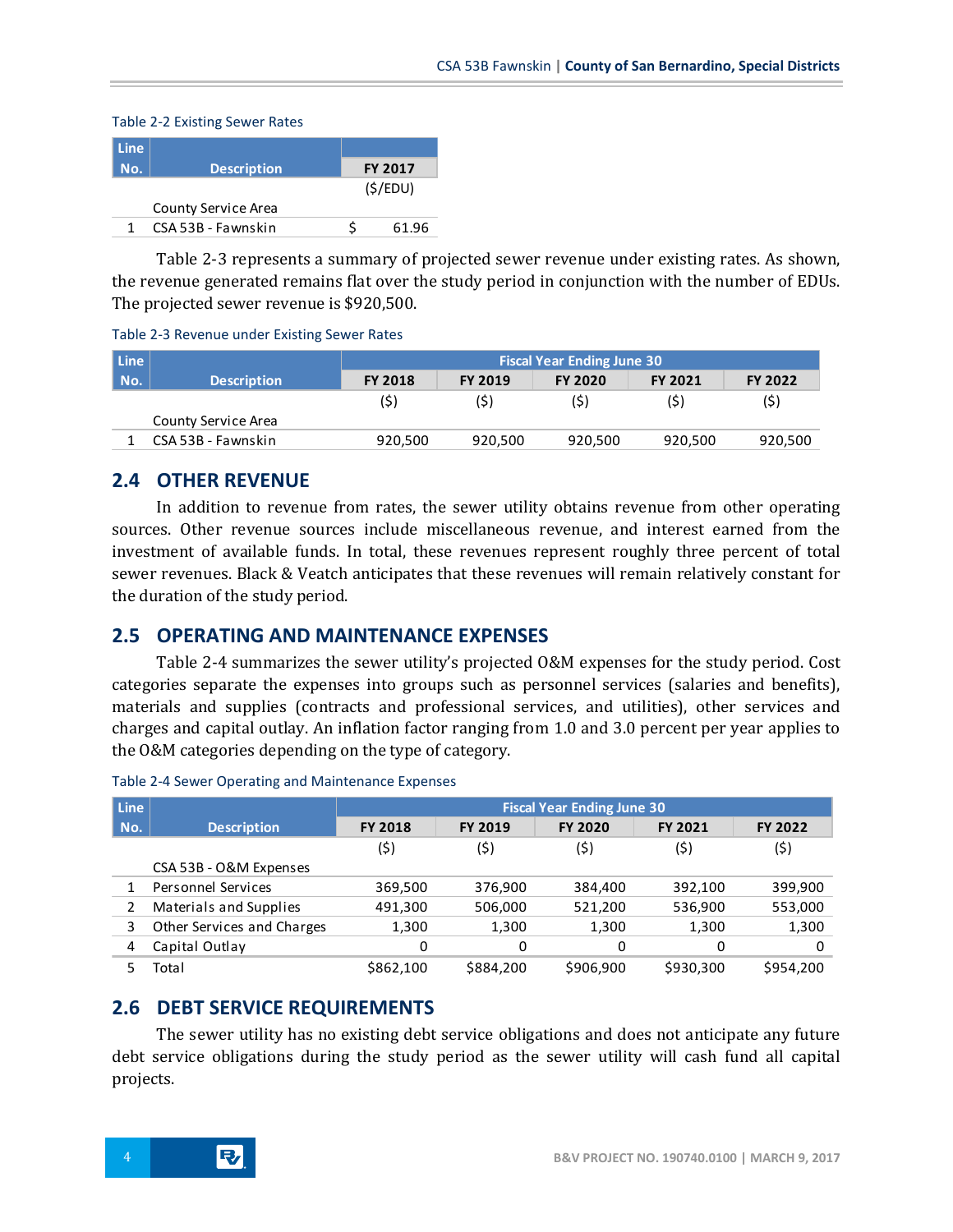Table 2-2 Existing Sewer Rates

| Line No. | Description | FY 2017 |
|---|---|---|
| | | ($/EDU) |
| | County Service Area | |
| 1 | CSA 53B - Fawnskin | $ 61.96 |

Table 2-3 represents a summary of projected sewer revenue under existing rates. As shown, the revenue generated remains flat over the study period in conjunction with the number of EDUs. The projected sewer revenue is $920,500.

Table 2-3 Revenue under Existing Sewer Rates

| Line No. | Description | Fiscal Year Ending June 30 | | | | |
|---|---|---|---|---|---|---|
| | | FY 2018 | FY 2019 | FY 2020 | FY 2021 | FY 2022 |
| | | ($) | ($) | ($) | ($) | ($) |
| | County Service Area | | | | | |
| 1 | CSA 53B - Fawnskin | 920,500 | 920,500 | 920,500 | 920,500 | 920,500 |

## 2.4 OTHER REVENUE

In addition to revenue from rates, the sewer utility obtains revenue from other operating sources. Other revenue sources include miscellaneous revenue, and interest earned from the investment of available funds. In total, these revenues represent roughly three percent of total sewer revenues. Black & Veatch anticipates that these revenues will remain relatively constant for the duration of the study period.

## 2.5 OPERATING AND MAINTENANCE EXPENSES

Table 2-4 summarizes the sewer utility's projected O&M expenses for the study period. Cost categories separate the expenses into groups such as personnel services (salaries and benefits), materials and supplies (contracts and professional services, and utilities), other services and charges and capital outlay. An inflation factor ranging from 1.0 and 3.0 percent per year applies to the O&M categories depending on the type of category.

Table 2-4 Sewer Operating and Maintenance Expenses

| Line No. | Description | Fiscal Year Ending June 30 | | | | |
|---|---|---|---|---|---|---|
| | | FY 2018 | FY 2019 | FY 2020 | FY 2021 | FY 2022 |
| | | ($) | ($) | ($) | ($) | ($) |
| | CSA 53B - O&M Expenses | | | | | |
| 1 | Personnel Services | 369,500 | 376,900 | 384,400 | 392,100 | 399,900 |
| 2 | Materials and Supplies | 491,300 | 506,000 | 521,200 | 536,900 | 553,000 |
| 3 | Other Services and Charges | 1,300 | 1,300 | 1,300 | 1,300 | 1,300 |
| 4 | Capital Outlay | 0 | 0 | 0 | 0 | 0 |
| 5 | Total | $862,100 | $884,200 | $906,900 | $930,300 | $954,200 |

## 2.6 DEBT SERVICE REQUIREMENTS

The sewer utility has no existing debt service obligations and does not anticipate any future debt service obligations during the study period as the sewer utility will cash fund all capital projects.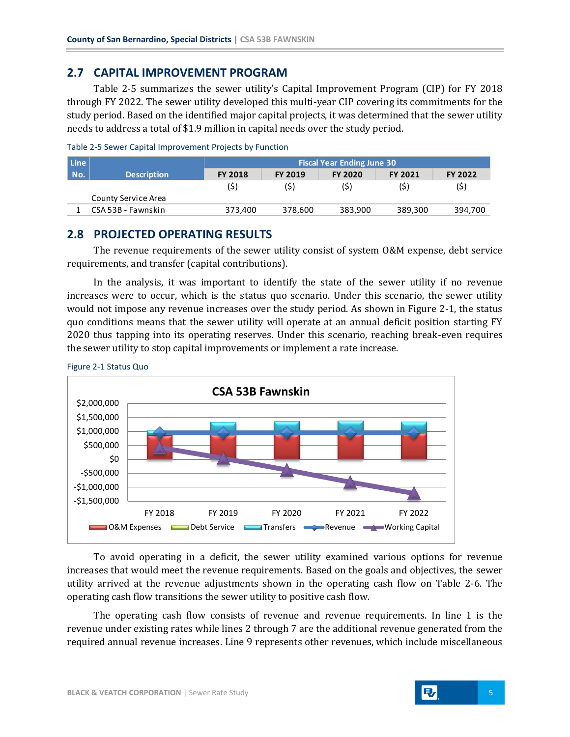## 2.7 CAPITAL IMPROVEMENT PROGRAM

Table 2-5 summarizes the sewer utility's Capital Improvement Program (CIP) for FY 2018 through FY 2022. The sewer utility developed this multi-year CIP covering its commitments for the study period. Based on the identified major capital projects, it was determined that the sewer utility needs to address a total of $1.9 million in capital needs over the study period.

Table 2-5 Sewer Capital Improvement Projects by Function

| Line No. | Description | Fiscal Year Ending June 30 | | | | |
|---|---|---|---|---|---|---|
| | | FY 2018 | FY 2019 | FY 2020 | FY 2021 | FY 2022 |
| | | ($) | ($) | ($) | ($) | ($) |
| | County Service Area | | | | | |
| 1 | CSA 53B - Fawnskin | 373,400 | 378,600 | 383,900 | 389,300 | 394,700 |

## 2.8 PROJECTED OPERATING RESULTS

The revenue requirements of the sewer utility consist of system O&M expense, debt service requirements, and transfer (capital contributions).

In the analysis, it was important to identify the state of the sewer utility if no revenue increases were to occur, which is the status quo scenario. Under this scenario, the sewer utility would not impose any revenue increases over the study period. As shown in Figure 2-1, the status quo conditions means that the sewer utility will operate at an annual deficit position starting FY 2020 thus tapping into its operating reserves. Under this scenario, reaching break-even requires the sewer utility to stop capital improvements or implement a rate increase.

Figure 2-1 Status Quo

To avoid operating in a deficit, the sewer utility examined various options for revenue increases that would meet the revenue requirements. Based on the goals and objectives, the sewer utility arrived at the revenue adjustments shown in the operating cash flow on Table 2-6. The operating cash flow transitions the sewer utility to positive cash flow.

The operating cash flow consists of revenue and revenue requirements. In line 1 is the revenue under existing rates while lines 2 through 7 are the additional revenue generated from the required annual revenue increases. Line 9 represents other revenues, which include miscellaneous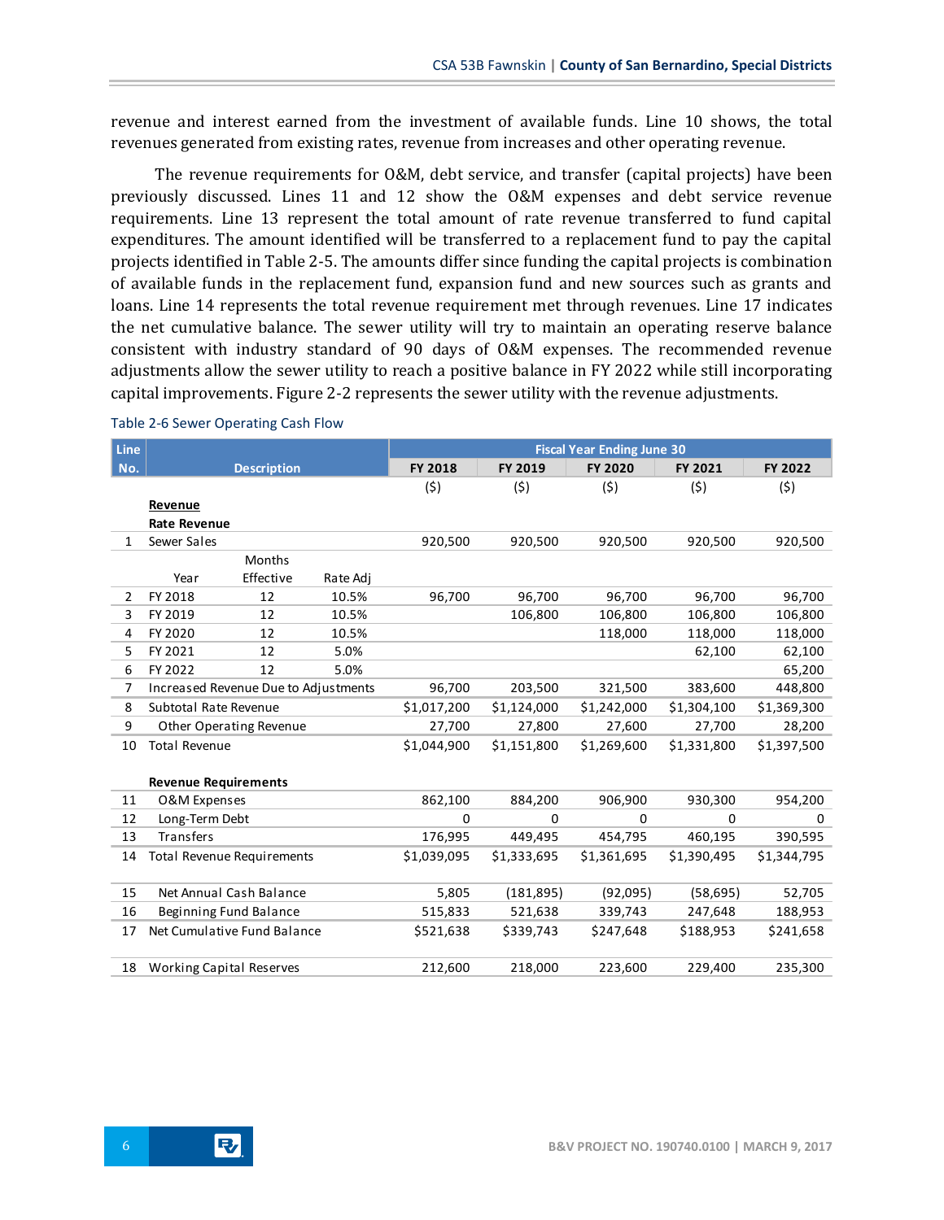revenue and interest earned from the investment of available funds. Line 10 shows, the total revenues generated from existing rates, revenue from increases and other operating revenue.

The revenue requirements for O&M, debt service, and transfer (capital projects) have been previously discussed. Lines 11 and 12 show the O&M expenses and debt service revenue requirements. Line 13 represent the total amount of rate revenue transferred to fund capital expenditures. The amount identified will be transferred to a replacement fund to pay the capital projects identified in Table 2-5. The amounts differ since funding the capital projects is combination of available funds in the replacement fund, expansion fund and new sources such as grants and loans. Line 14 represents the total revenue requirement met through revenues. Line 17 indicates the net cumulative balance. The sewer utility will try to maintain an operating reserve balance consistent with industry standard of 90 days of O&M expenses. The recommended revenue adjustments allow the sewer utility to reach a positive balance in FY 2022 while still incorporating capital improvements. Figure 2-2 represents the sewer utility with the revenue adjustments.

Table 2-6 Sewer Operating Cash Flow

| Line No. | Description | | | Fiscal Year Ending June 30 | | | | |
|---|---|---|---|---|---|---|---|---|
| | | | | FY 2018 | FY 2019 | FY 2020 | FY 2021 | FY 2022 |
| | | | | ($) | ($) | ($) | ($) | ($) |
| | **Revenue** | | | | | | | |
| | **Rate Revenue** | | | | | | | |
| 1 | Sewer Sales | | | 920,500 | 920,500 | 920,500 | 920,500 | 920,500 |
| | Year | Months Effective | Rate Adj | | | | | |
| 2 | FY 2018 | 12 | 10.5% | 96,700 | 96,700 | 96,700 | 96,700 | 96,700 |
| 3 | FY 2019 | 12 | 10.5% | | 106,800 | 106,800 | 106,800 | 106,800 |
| 4 | FY 2020 | 12 | 10.5% | | | 118,000 | 118,000 | 118,000 |
| 5 | FY 2021 | 12 | 5.0% | | | | 62,100 | 62,100 |
| 6 | FY 2022 | 12 | 5.0% | | | | | 65,200 |
| 7 | Increased Revenue Due to Adjustments | | | 96,700 | 203,500 | 321,500 | 383,600 | 448,800 |
| 8 | Subtotal Rate Revenue | | | $1,017,200 | $1,124,000 | $1,242,000 | $1,304,100 | $1,369,300 |
| 9 | Other Operating Revenue | | | 27,700 | 27,800 | 27,600 | 27,700 | 28,200 |
| 10 | Total Revenue | | | $1,044,900 | $1,151,800 | $1,269,600 | $1,331,800 | $1,397,500 |
| | **Revenue Requirements** | | | | | | | |
| 11 | O&M Expenses | | | 862,100 | 884,200 | 906,900 | 930,300 | 954,200 |
| 12 | Long-Term Debt | | | 0 | 0 | 0 | 0 | 0 |
| 13 | Transfers | | | 176,995 | 449,495 | 454,795 | 460,195 | 390,595 |
| 14 | Total Revenue Requirements | | | $1,039,095 | $1,333,695 | $1,361,695 | $1,390,495 | $1,344,795 |
| 15 | Net Annual Cash Balance | | | 5,805 | (181,895) | (92,095) | (58,695) | 52,705 |
| 16 | Beginning Fund Balance | | | 515,833 | 521,638 | 339,743 | 247,648 | 188,953 |
| 17 | Net Cumulative Fund Balance | | | $521,638 | $339,743 | $247,648 | $188,953 | $241,658 |
| 18 | Working Capital Reserves | | | 212,600 | 218,000 | 223,600 | 229,400 | 235,300 |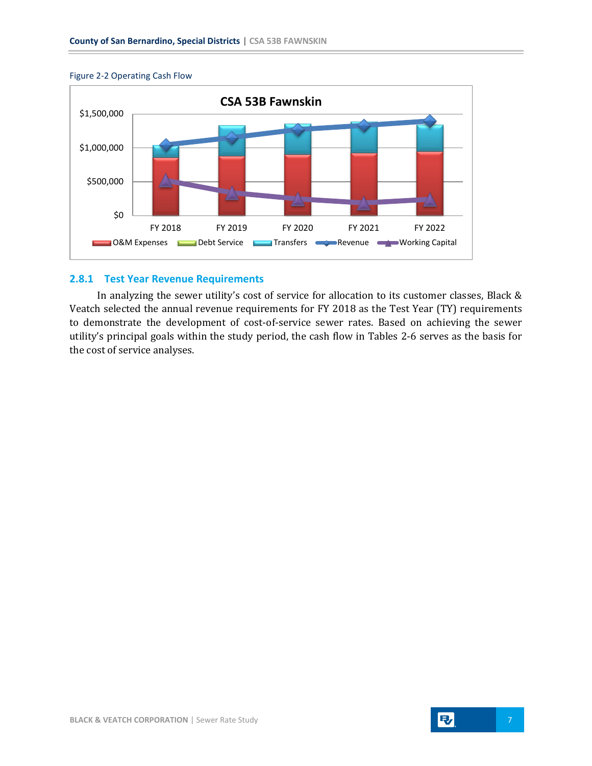Figure 2-2 Operating Cash Flow

## 2.8.1 Test Year Revenue Requirements

In analyzing the sewer utility's cost of service for allocation to its customer classes, Black & Veatch selected the annual revenue requirements for FY 2018 as the Test Year (TY) requirements to demonstrate the development of cost-of-service sewer rates. Based on achieving the sewer utility's principal goals within the study period, the cash flow in Tables 2-6 serves as the basis for the cost of service analyses.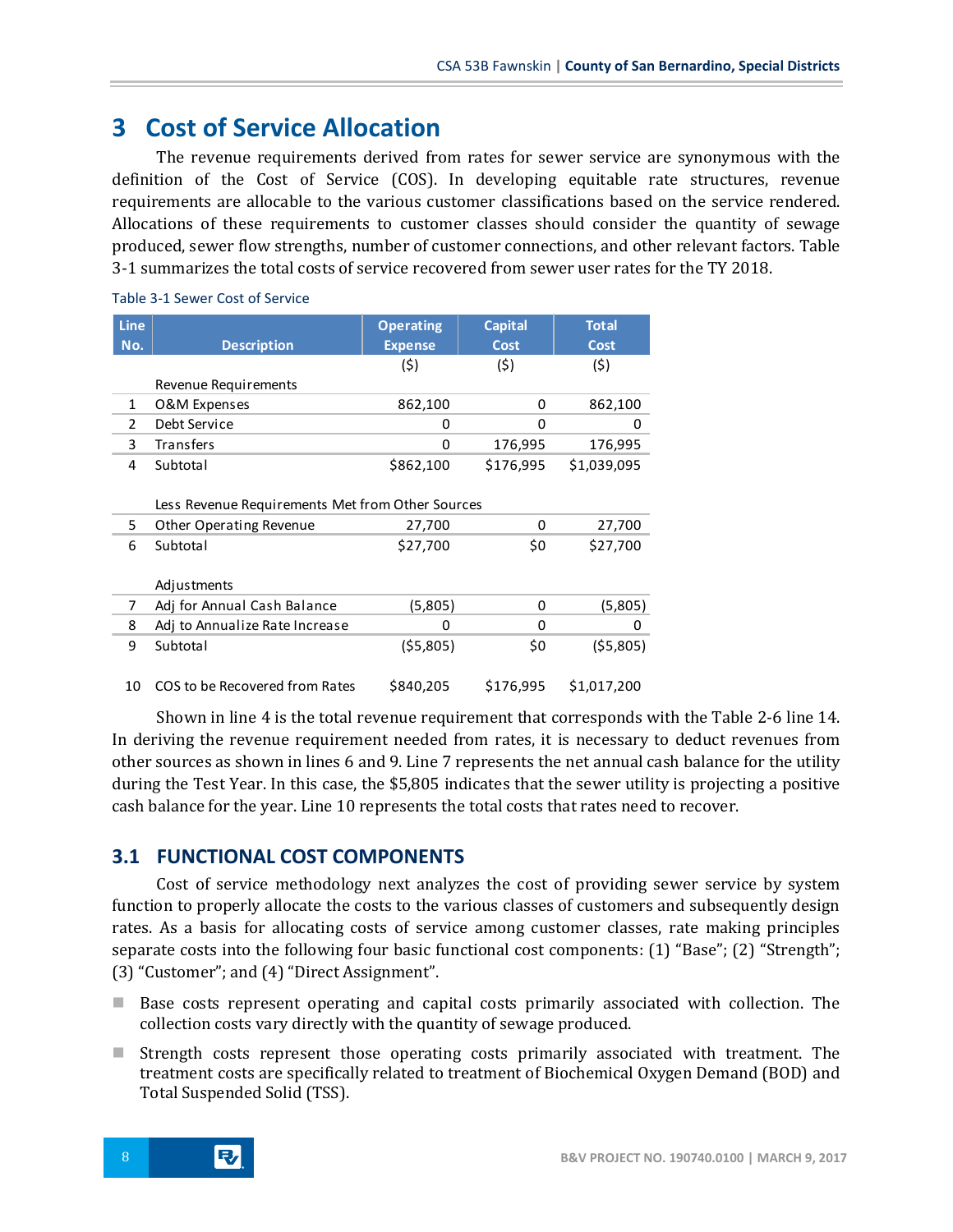# 3 Cost of Service Allocation

The revenue requirements derived from rates for sewer service are synonymous with the definition of the Cost of Service (COS). In developing equitable rate structures, revenue requirements are allocable to the various customer classifications based on the service rendered. Allocations of these requirements to customer classes should consider the quantity of sewage produced, sewer flow strengths, number of customer connections, and other relevant factors. Table 3-1 summarizes the total costs of service recovered from sewer user rates for the TY 2018.

Table 3-1 Sewer Cost of Service

| Line No. | Description | Operating Expense | Capital Cost | Total Cost |
|---|---|---|---|---|
| | | ($) | ($) | ($) |
| | Revenue Requirements | | | |
| 1 | O&M Expenses | 862,100 | 0 | 862,100 |
| 2 | Debt Service | 0 | 0 | 0 |
| 3 | Transfers | 0 | 176,995 | 176,995 |
| 4 | Subtotal | $862,100 | $176,995 | $1,039,095 |
| | Less Revenue Requirements Met from Other Sources | | | |
| 5 | Other Operating Revenue | 27,700 | 0 | 27,700 |
| 6 | Subtotal | $27,700 | $0 | $27,700 |
| | Adjustments | | | |
| 7 | Adj for Annual Cash Balance | (5,805) | 0 | (5,805) |
| 8 | Adj to Annualize Rate Increase | 0 | 0 | 0 |
| 9 | Subtotal | ($5,805) | $0 | ($5,805) |
| 10 | COS to be Recovered from Rates | $840,205 | $176,995 | $1,017,200 |

Shown in line 4 is the total revenue requirement that corresponds with the Table 2-6 line 14. In deriving the revenue requirement needed from rates, it is necessary to deduct revenues from other sources as shown in lines 6 and 9. Line 7 represents the net annual cash balance for the utility during the Test Year. In this case, the $5,805 indicates that the sewer utility is projecting a positive cash balance for the year. Line 10 represents the total costs that rates need to recover.

## 3.1 FUNCTIONAL COST COMPONENTS

Cost of service methodology next analyzes the cost of providing sewer service by system function to properly allocate the costs to the various classes of customers and subsequently design rates. As a basis for allocating costs of service among customer classes, rate making principles separate costs into the following four basic functional cost components: (1) "Base"; (2) "Strength"; (3) "Customer"; and (4) "Direct Assignment".

- Base costs represent operating and capital costs primarily associated with collection. The collection costs vary directly with the quantity of sewage produced.
- Strength costs represent those operating costs primarily associated with treatment. The treatment costs are specifically related to treatment of Biochemical Oxygen Demand (BOD) and Total Suspended Solid (TSS).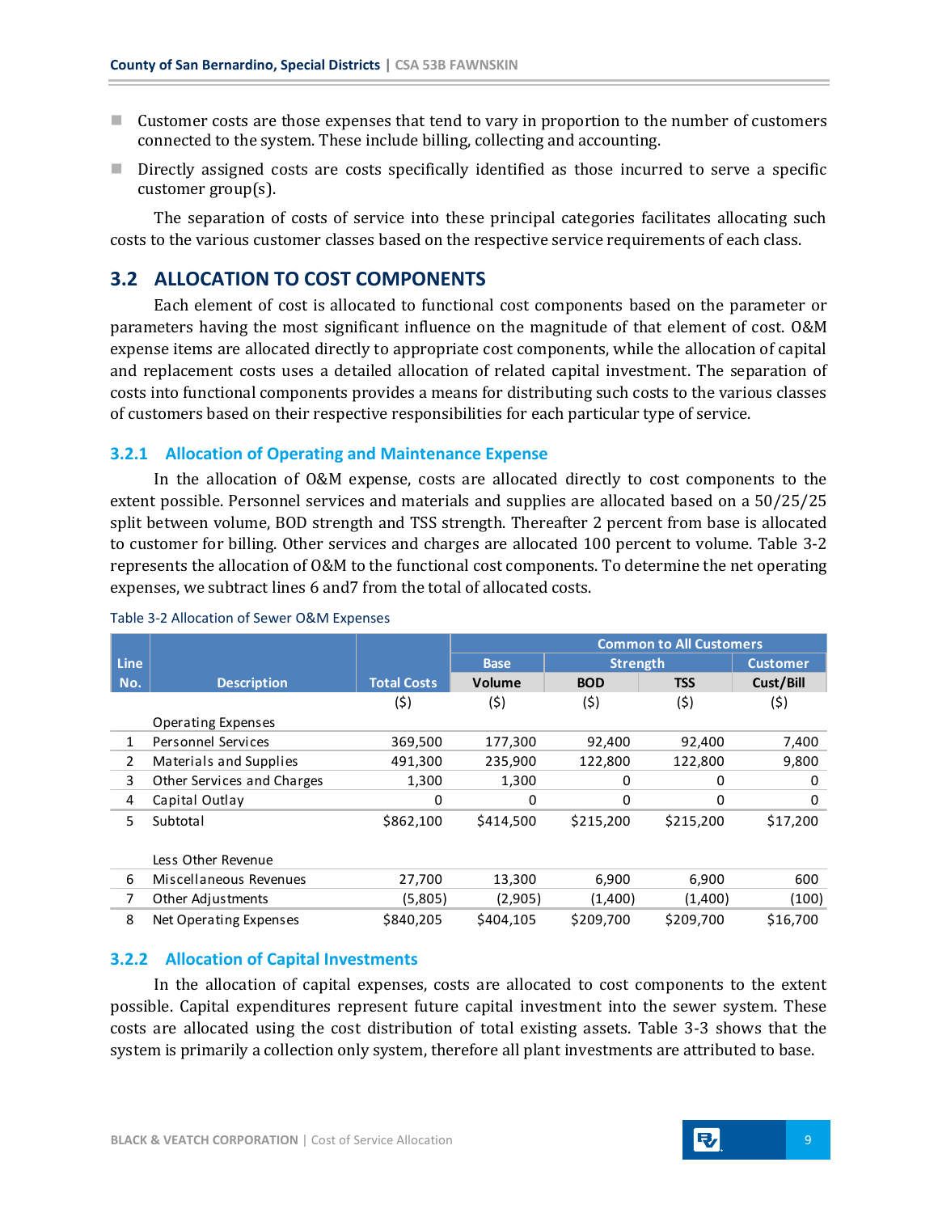- Customer costs are those expenses that tend to vary in proportion to the number of customers connected to the system. These include billing, collecting and accounting.
- Directly assigned costs are costs specifically identified as those incurred to serve a specific customer group(s).

The separation of costs of service into these principal categories facilitates allocating such costs to the various customer classes based on the respective service requirements of each class.

## 3.2 ALLOCATION TO COST COMPONENTS

Each element of cost is allocated to functional cost components based on the parameter or parameters having the most significant influence on the magnitude of that element of cost. O&M expense items are allocated directly to appropriate cost components, while the allocation of capital and replacement costs uses a detailed allocation of related capital investment. The separation of costs into functional components provides a means for distributing such costs to the various classes of customers based on their respective responsibilities for each particular type of service.

### 3.2.1 Allocation of Operating and Maintenance Expense

In the allocation of O&M expense, costs are allocated directly to cost components to the extent possible. Personnel services and materials and supplies are allocated based on a 50/25/25 split between volume, BOD strength and TSS strength. Thereafter 2 percent from base is allocated to customer for billing. Other services and charges are allocated 100 percent to volume. Table 3-2 represents the allocation of O&M to the functional cost components. To determine the net operating expenses, we subtract lines 6 and7 from the total of allocated costs.

Table 3-2 Allocation of Sewer O&M Expenses

| Line No. | Description | Total Costs | Common to All Customers | | | |
|---|---|---|---|---|---|---|
| | | | Base | Strength | | Customer |
| | | | Volume | BOD | TSS | Cust/Bill |
| | | ($) | ($) | ($) | ($) | ($) |
| | Operating Expenses | | | | | |
| 1 | Personnel Services | 369,500 | 177,300 | 92,400 | 92,400 | 7,400 |
| 2 | Materials and Supplies | 491,300 | 235,900 | 122,800 | 122,800 | 9,800 |
| 3 | Other Services and Charges | 1,300 | 1,300 | 0 | 0 | 0 |
| 4 | Capital Outlay | 0 | 0 | 0 | 0 | 0 |
| 5 | Subtotal | $862,100 | $414,500 | $215,200 | $215,200 | $17,200 |
| | Less Other Revenue | | | | | |
| 6 | Miscellaneous Revenues | 27,700 | 13,300 | 6,900 | 6,900 | 600 |
| 7 | Other Adjustments | (5,805) | (2,905) | (1,400) | (1,400) | (100) |
| 8 | Net Operating Expenses | $840,205 | $404,105 | $209,700 | $209,700 | $16,700 |

### 3.2.2 Allocation of Capital Investments

In the allocation of capital expenses, costs are allocated to cost components to the extent possible. Capital expenditures represent future capital investment into the sewer system. These costs are allocated using the cost distribution of total existing assets. Table 3-3 shows that the system is primarily a collection only system, therefore all plant investments are attributed to base.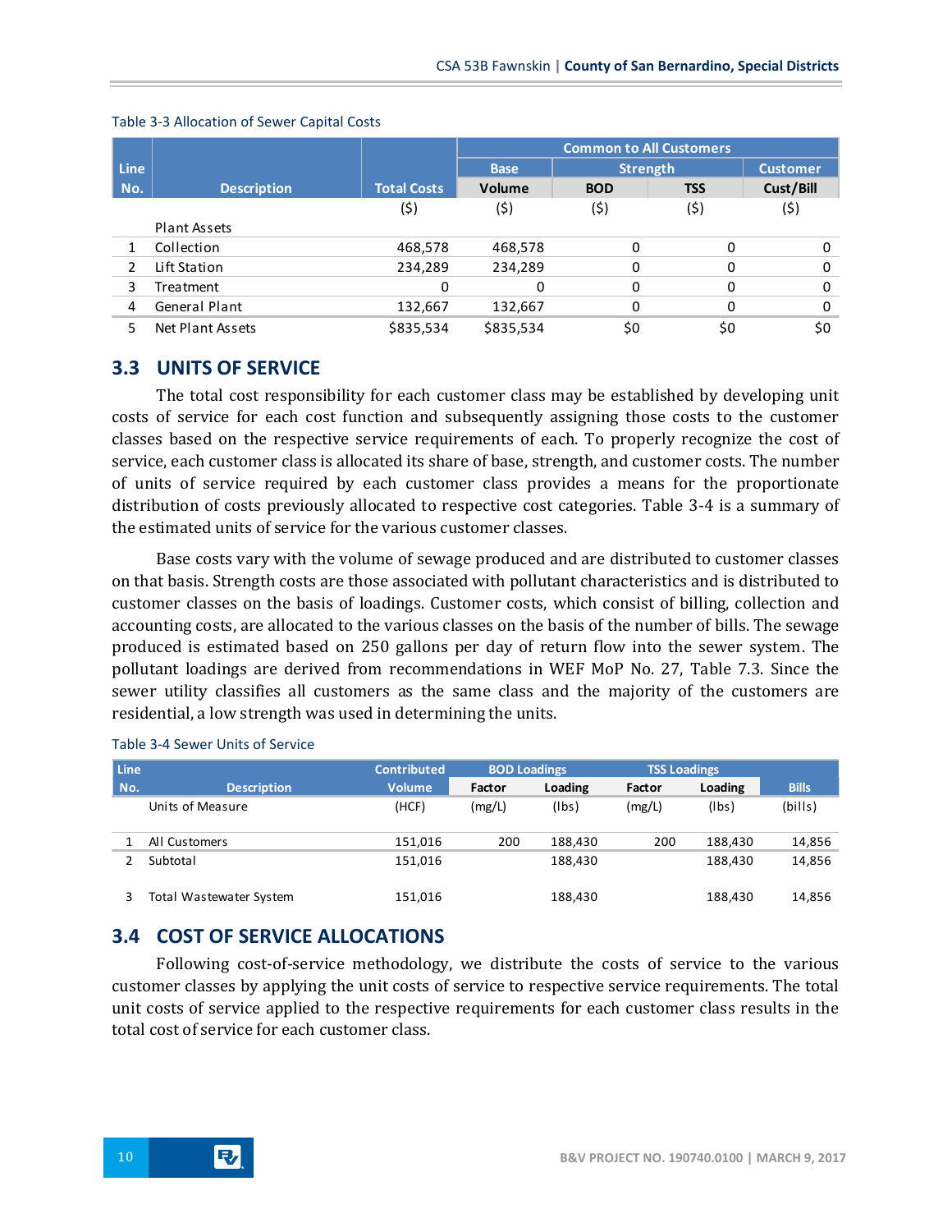Table 3-3 Allocation of Sewer Capital Costs

| Line No. | Description | Total Costs | Common to All Customers | | | |
|---|---|---|---|---|---|---|
| | | | Base | Strength | | Customer |
| | | | Volume | BOD | TSS | Cust/Bill |
| | | ($) | ($) | ($) | ($) | ($) |
| | Plant Assets | | | | | |
| 1 | Collection | 468,578 | 468,578 | 0 | 0 | 0 |
| 2 | Lift Station | 234,289 | 234,289 | 0 | 0 | 0 |
| 3 | Treatment | 0 | 0 | 0 | 0 | 0 |
| 4 | General Plant | 132,667 | 132,667 | 0 | 0 | 0 |
| 5 | Net Plant Assets | $835,534 | $835,534 | $0 | $0 | $0 |

## 3.3 UNITS OF SERVICE

The total cost responsibility for each customer class may be established by developing unit costs of service for each cost function and subsequently assigning those costs to the customer classes based on the respective service requirements of each. To properly recognize the cost of service, each customer class is allocated its share of base, strength, and customer costs. The number of units of service required by each customer class provides a means for the proportionate distribution of costs previously allocated to respective cost categories. Table 3-4 is a summary of the estimated units of service for the various customer classes.

Base costs vary with the volume of sewage produced and are distributed to customer classes on that basis. Strength costs are those associated with pollutant characteristics and is distributed to customer classes on the basis of loadings. Customer costs, which consist of billing, collection and accounting costs, are allocated to the various classes on the basis of the number of bills. The sewage produced is estimated based on 250 gallons per day of return flow into the sewer system. The pollutant loadings are derived from recommendations in WEF MoP No. 27, Table 7.3. Since the sewer utility classifies all customers as the same class and the majority of the customers are residential, a low strength was used in determining the units.

Table 3-4 Sewer Units of Service

| Line No. | Description | Contributed Volume | BOD Loadings | | TSS Loadings | | Bills |
|---|---|---|---|---|---|---|---|
| | | | Factor | Loading | Factor | Loading | |
| | Units of Measure | (HCF) | (mg/L) | (lbs) | (mg/L) | (lbs) | (bills) |
| 1 | All Customers | 151,016 | 200 | 188,430 | 200 | 188,430 | 14,856 |
| 2 | Subtotal | 151,016 | | 188,430 | | 188,430 | 14,856 |
| 3 | Total Wastewater System | 151,016 | | 188,430 | | 188,430 | 14,856 |

## 3.4 COST OF SERVICE ALLOCATIONS

Following cost-of-service methodology, we distribute the costs of service to the various customer classes by applying the unit costs of service to respective service requirements. The total unit costs of service applied to the respective requirements for each customer class results in the total cost of service for each customer class.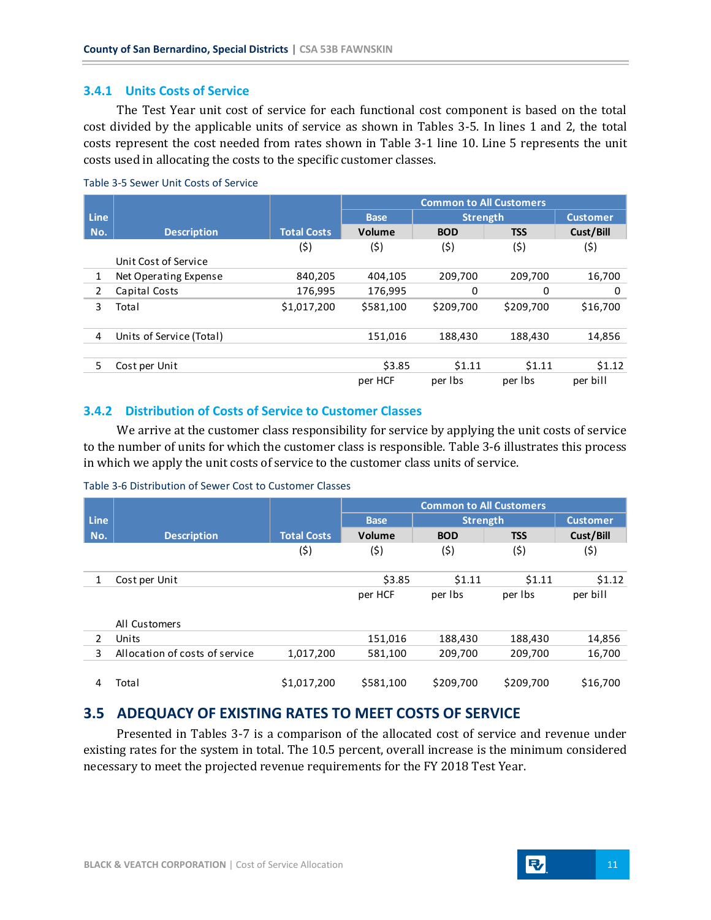### 3.4.1 Units Costs of Service

The Test Year unit cost of service for each functional cost component is based on the total cost divided by the applicable units of service as shown in Tables 3-5. In lines 1 and 2, the total costs represent the cost needed from rates shown in Table 3-1 line 10. Line 5 represents the unit costs used in allocating the costs to the specific customer classes.

Table 3-5 Sewer Unit Costs of Service

| Line No. | Description | Total Costs | Common to All Customers | | | |
|---|---|---|---|---|---|---|
| | | | Base | Strength | | Customer |
| | | | Volume | BOD | TSS | Cust/Bill |
| | | ($) | ($) | ($) | ($) | ($) |
| | Unit Cost of Service | | | | | |
| 1 | Net Operating Expense | 840,205 | 404,105 | 209,700 | 209,700 | 16,700 |
| 2 | Capital Costs | 176,995 | 176,995 | 0 | 0 | 0 |
| 3 | Total | $1,017,200 | $581,100 | $209,700 | $209,700 | $16,700 |
| 4 | Units of Service (Total) | | 151,016 | 188,430 | 188,430 | 14,856 |
| 5 | Cost per Unit | | $3.85 | $1.11 | $1.11 | $1.12 |
| | | | per HCF | per lbs | per lbs | per bill |

### 3.4.2 Distribution of Costs of Service to Customer Classes

We arrive at the customer class responsibility for service by applying the unit costs of service to the number of units for which the customer class is responsible. Table 3-6 illustrates this process in which we apply the unit costs of service to the customer class units of service.

Table 3-6 Distribution of Sewer Cost to Customer Classes

| Line No. | Description | Total Costs | Common to All Customers | | | |
|---|---|---|---|---|---|---|
| | | | Base | Strength | | Customer |
| | | | Volume | BOD | TSS | Cust/Bill |
| | | ($) | ($) | ($) | ($) | ($) |
| 1 | Cost per Unit | | $3.85 | $1.11 | $1.11 | $1.12 |
| | | | per HCF | per lbs | per lbs | per bill |
| | All Customers | | | | | |
| 2 | Units | | 151,016 | 188,430 | 188,430 | 14,856 |
| 3 | Allocation of costs of service | 1,017,200 | 581,100 | 209,700 | 209,700 | 16,700 |
| 4 | Total | $1,017,200 | $581,100 | $209,700 | $209,700 | $16,700 |

## 3.5 ADEQUACY OF EXISTING RATES TO MEET COSTS OF SERVICE

Presented in Tables 3-7 is a comparison of the allocated cost of service and revenue under existing rates for the system in total. The 10.5 percent, overall increase is the minimum considered necessary to meet the projected revenue requirements for the FY 2018 Test Year.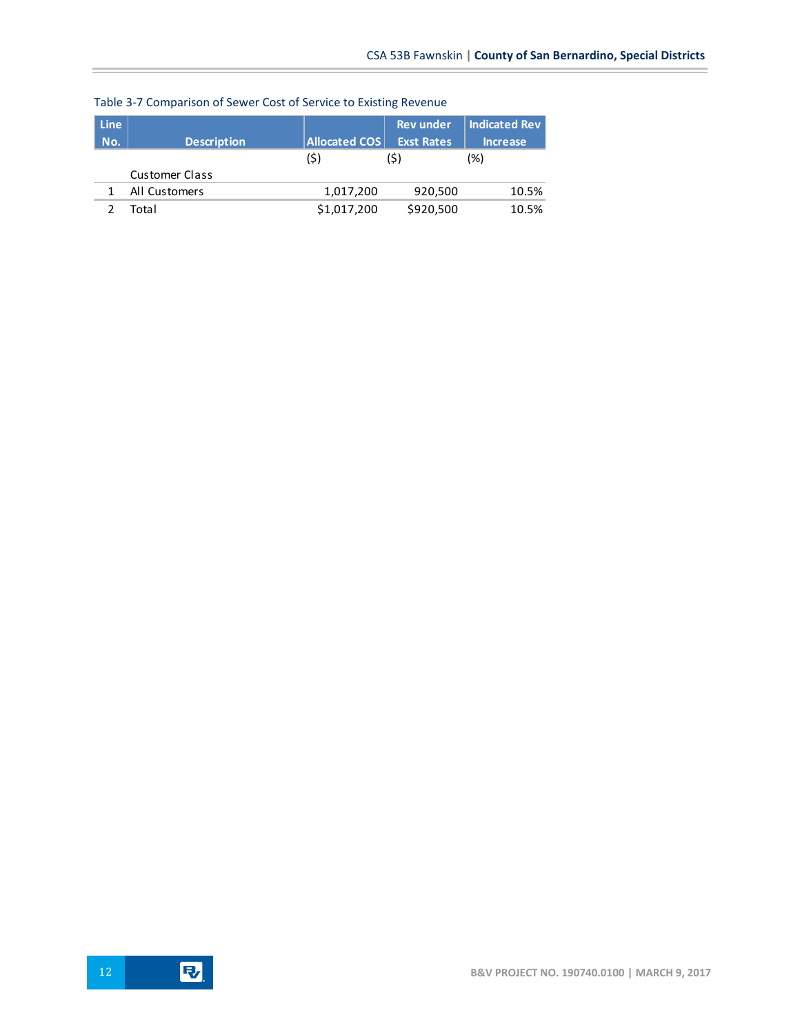Table 3-7 Comparison of Sewer Cost of Service to Existing Revenue

| Line No. | Description | Allocated COS | Rev under Exst Rates | Indicated Rev Increase |
|---|---|---|---|---|
| | | ($) | ($) | (%) |
| | Customer Class | | | |
| 1 | All Customers | 1,017,200 | 920,500 | 10.5% |
| 2 | Total | $1,017,200 | $920,500 | 10.5% |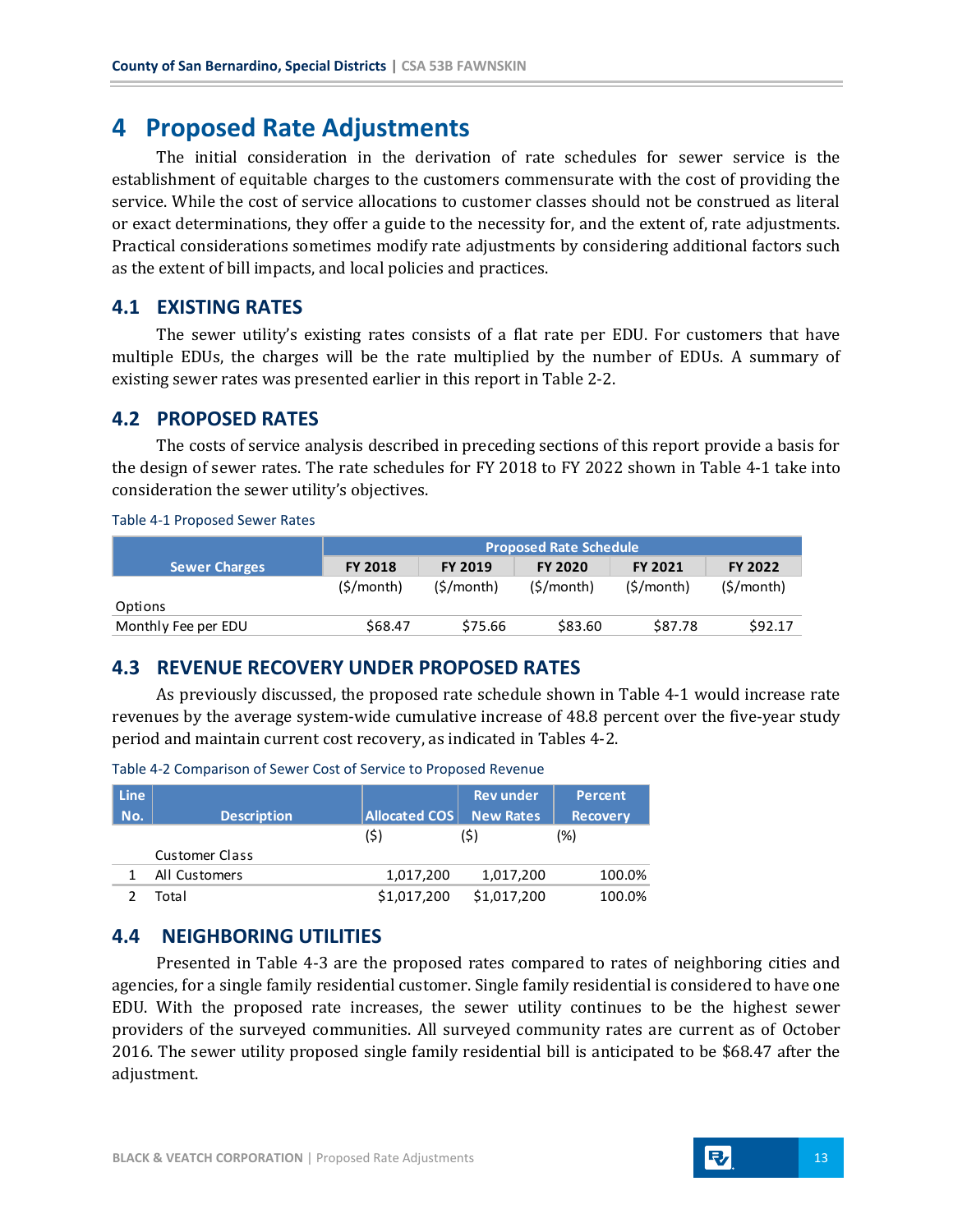# 4 Proposed Rate Adjustments

The initial consideration in the derivation of rate schedules for sewer service is the establishment of equitable charges to the customers commensurate with the cost of providing the service. While the cost of service allocations to customer classes should not be construed as literal or exact determinations, they offer a guide to the necessity for, and the extent of, rate adjustments. Practical considerations sometimes modify rate adjustments by considering additional factors such as the extent of bill impacts, and local policies and practices.

## 4.1 EXISTING RATES

The sewer utility's existing rates consists of a flat rate per EDU. For customers that have multiple EDUs, the charges will be the rate multiplied by the number of EDUs. A summary of existing sewer rates was presented earlier in this report in Table 2-2.

## 4.2 PROPOSED RATES

The costs of service analysis described in preceding sections of this report provide a basis for the design of sewer rates. The rate schedules for FY 2018 to FY 2022 shown in Table 4-1 take into consideration the sewer utility's objectives.

Table 4-1 Proposed Sewer Rates

| Sewer Charges | Proposed Rate Schedule | | | | |
|---|---|---|---|---|---|
| | FY 2018 | FY 2019 | FY 2020 | FY 2021 | FY 2022 |
| | ($/month) | ($/month) | ($/month) | ($/month) | ($/month) |
| Options | | | | | |
| Monthly Fee per EDU | $68.47 | $75.66 | $83.60 | $87.78 | $92.17 |

## 4.3 REVENUE RECOVERY UNDER PROPOSED RATES

As previously discussed, the proposed rate schedule shown in Table 4-1 would increase rate revenues by the average system-wide cumulative increase of 48.8 percent over the five-year study period and maintain current cost recovery, as indicated in Tables 4-2.

Table 4-2 Comparison of Sewer Cost of Service to Proposed Revenue

| Line No. | Description | Allocated COS | Rev under New Rates | Percent Recovery |
|---|---|---|---|---|
| | | ($) | ($) | (%) |
| | Customer Class | | | |
| 1 | All Customers | 1,017,200 | 1,017,200 | 100.0% |
| 2 | Total | $1,017,200 | $1,017,200 | 100.0% |

## 4.4 NEIGHBORING UTILITIES

Presented in Table 4-3 are the proposed rates compared to rates of neighboring cities and agencies, for a single family residential customer. Single family residential is considered to have one EDU. With the proposed rate increases, the sewer utility continues to be the highest sewer providers of the surveyed communities. All surveyed community rates are current as of October 2016. The sewer utility proposed single family residential bill is anticipated to be $68.47 after the adjustment.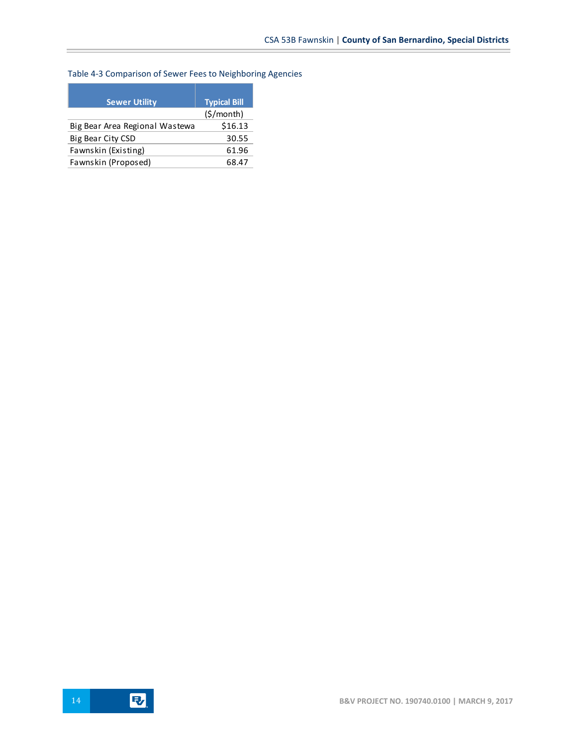Table 4-3 Comparison of Sewer Fees to Neighboring Agencies

| Sewer Utility | Typical Bill |
|---|---|
| | ($/month) |
| Big Bear Area Regional Wastewa | $16.13 |
| Big Bear City CSD | 30.55 |
| Fawnskin (Existing) | 61.96 |
| Fawnskin (Proposed) | 68.47 |